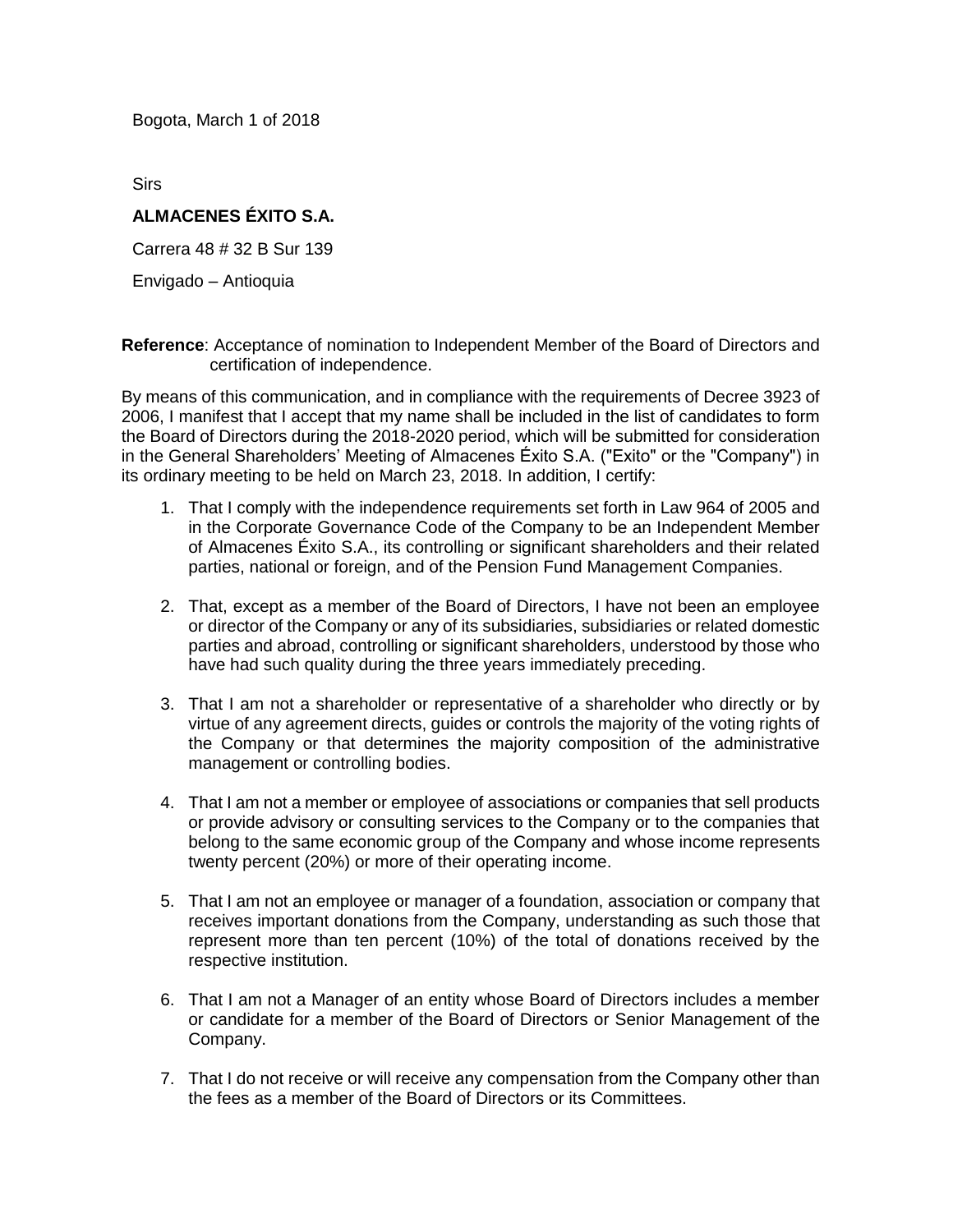Bogota, March 1 of 2018

Sirs

**ALMACENES ÉXITO S.A.**

Carrera 48 # 32 B Sur 139

Envigado – Antioquia

**Reference**: Acceptance of nomination to Independent Member of the Board of Directors and certification of independence.

By means of this communication, and in compliance with the requirements of Decree 3923 of 2006, I manifest that I accept that my name shall be included in the list of candidates to form the Board of Directors during the 2018-2020 period, which will be submitted for consideration in the General Shareholders' Meeting of Almacenes Éxito S.A. ("Exito" or the "Company") in its ordinary meeting to be held on March 23, 2018. In addition, I certify:

1. That I comply with the independence requirements set forth in Law 964 of 2005 and in the Corporate Governance Code of the Company to be an Independent Member of Almacenes Éxito S.A., its controlling or significant shareholders and their related parties, national or foreign, and of the Pension Fund Management Companies.

2. That, except as a member of the Board of Directors, I have not been an employee or director of the Company or any of its subsidiaries, subsidiaries or related domestic parties and abroad, controlling or significant shareholders, understood by those who have had such quality during the three years immediately preceding.

3. That I am not a shareholder or representative of a shareholder who directly or by virtue of any agreement directs, guides or controls the majority of the voting rights of the Company or that determines the majority composition of the administrative management or controlling bodies.

4. That I am not a member or employee of associations or companies that sell products or provide advisory or consulting services to the Company or to the companies that belong to the same economic group of the Company and whose income represents twenty percent (20%) or more of their operating income.

5. That I am not an employee or manager of a foundation, association or company that receives important donations from the Company, understanding as such those that represent more than ten percent (10%) of the total of donations received by the respective institution.

6. That I am not a Manager of an entity whose Board of Directors includes a member or candidate for a member of the Board of Directors or Senior Management of the Company.

7. That I do not receive or will receive any compensation from the Company other than the fees as a member of the Board of Directors or its Committees.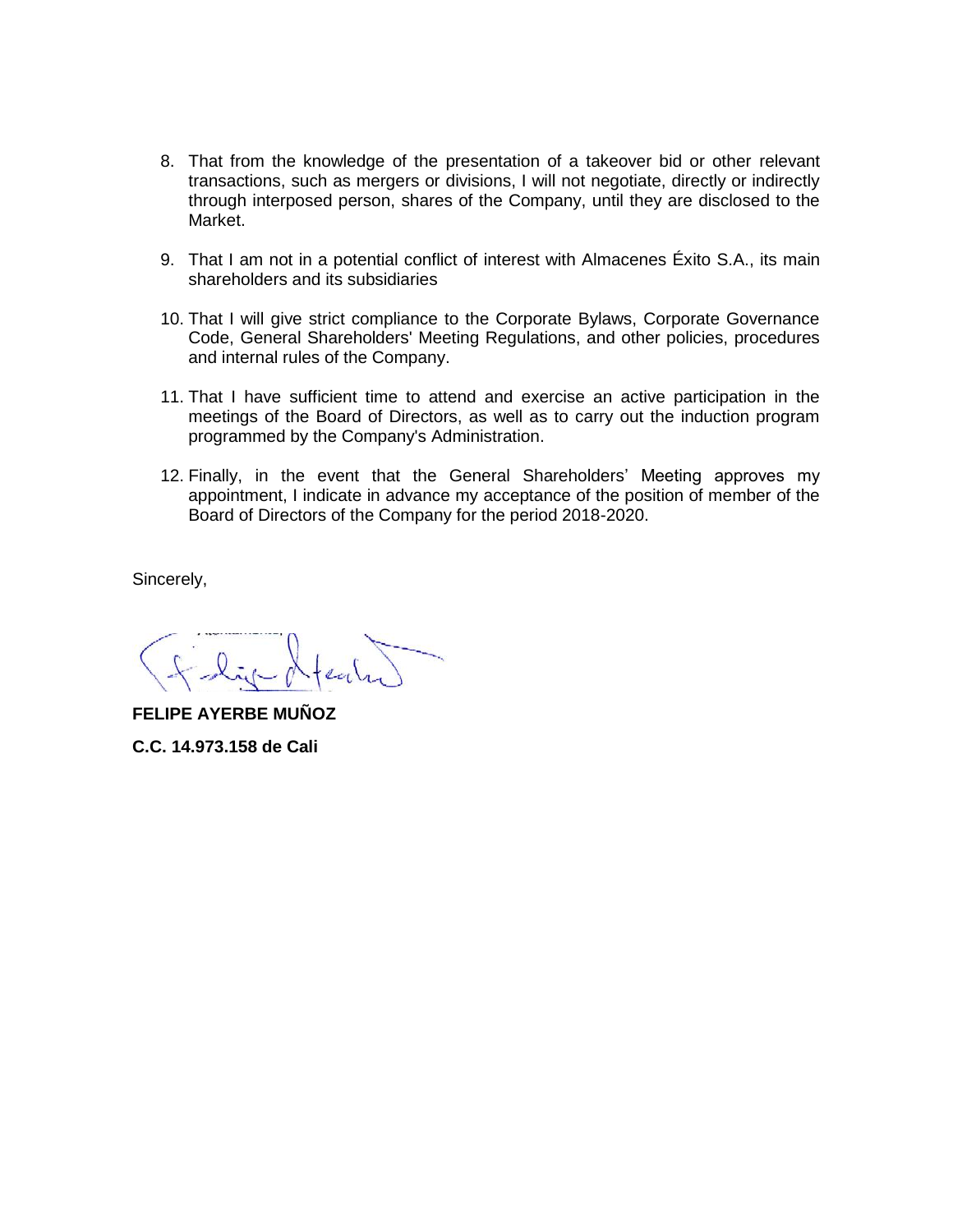8. That from the knowledge of the presentation of a takeover bid or other relevant transactions, such as mergers or divisions, I will not negotiate, directly or indirectly through interposed person, shares of the Company, until they are disclosed to the Market.

9. That I am not in a potential conflict of interest with Almacenes Éxito S.A., its main shareholders and its subsidiaries

10. That I will give strict compliance to the Corporate Bylaws, Corporate Governance Code, General Shareholders' Meeting Regulations, and other policies, procedures and internal rules of the Company.

11. That I have sufficient time to attend and exercise an active participation in the meetings of the Board of Directors, as well as to carry out the induction program programmed by the Company's Administration.

12. Finally, in the event that the General Shareholders' Meeting approves my appointment, I indicate in advance my acceptance of the position of member of the Board of Directors of the Company for the period 2018-2020.

Sincerely,

**FELIPE AYERBE MUÑOZ**

**C.C. 14.973.158 de Cali**